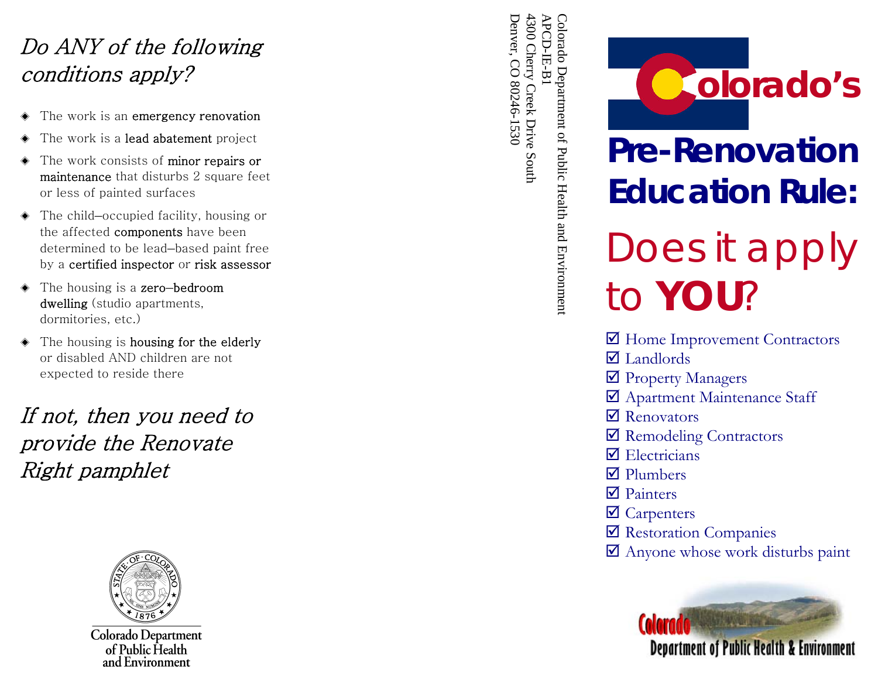*Do ANY of the following conditions apply?*

- The work is an **emergency renovation**
- The work is a **lead abatement** project
- The work consists of **minor repairs or maintenance** that disturbs 2 square feet or less of painted surfaces
- The child–occupied facility, housing or the affected **components** have been determined to be lead–based paint free by a **certified inspector** or **risk assessor**
- The housing is a **zero–bedroom dwelling** (studio apartments, dormitories, etc.)
- The housing is **housing for the elderly** or disabled AND children are not expected to reside there

*If not, then you need to provide the Renovate Right pamphlet*

Colorado Department of Public Health and Environment

Colorado Department of Public Health and Environment
APCD-IE-B1
4300 Cherry Creek Drive South
Denver, CO 80246-1530

# Colorado's Pre-Renovation Education Rule:

## Does it apply to **YOU**?

- ☑ Home Improvement Contractors
- ☑ Landlords
- ☑ Property Managers
- ☑ Apartment Maintenance Staff
- ☑ Renovators
- ☑ Remodeling Contractors
- ☑ Electricians
- ☑ Plumbers
- ☑ Painters
- ☑ Carpenters
- ☑ Restoration Companies
- ☑ Anyone whose work disturbs paint

Colorado Department of Public Health & Environment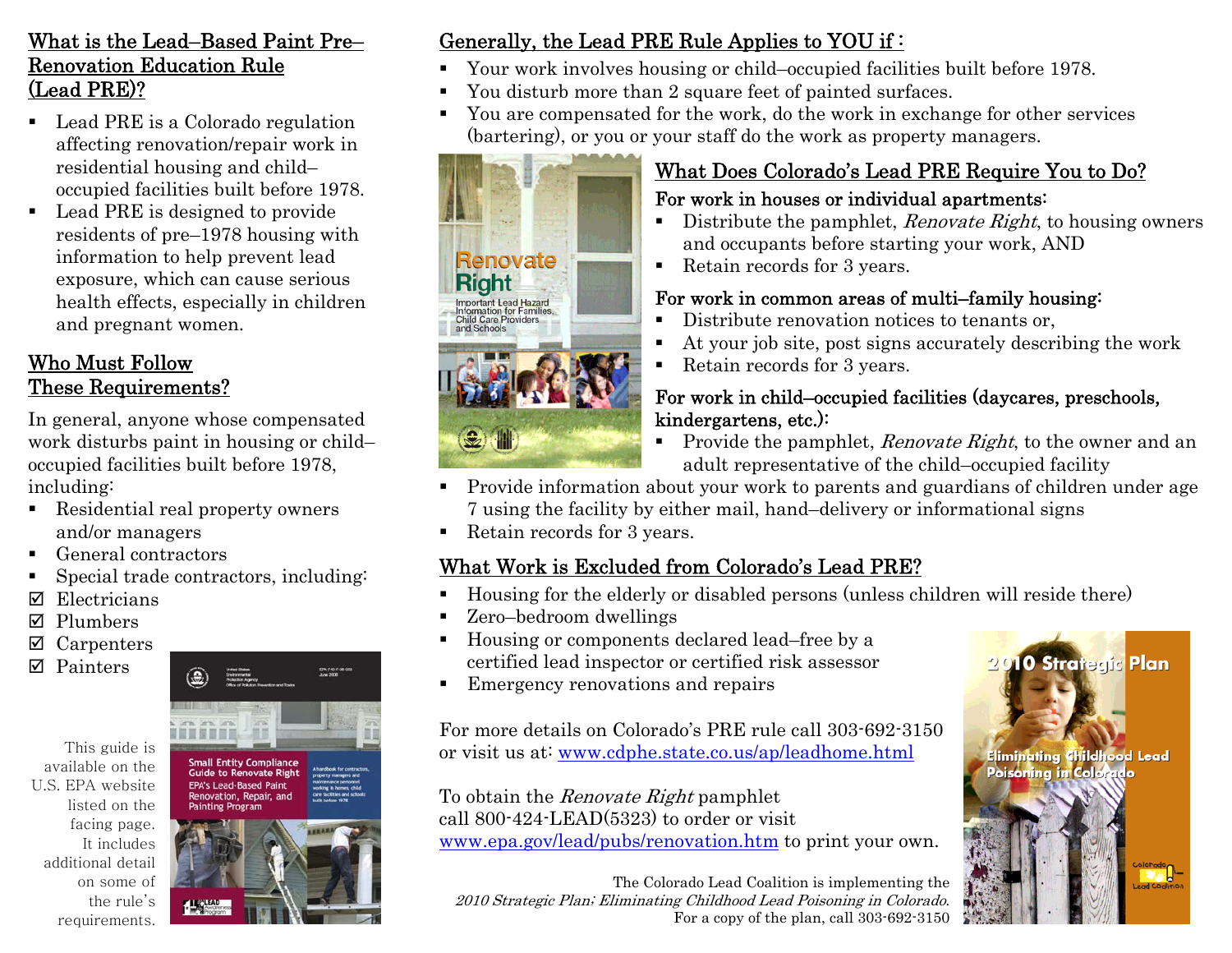## What is the Lead–Based Paint Pre–Renovation Education Rule (Lead PRE)?

- Lead PRE is a Colorado regulation affecting renovation/repair work in residential housing and child–occupied facilities built before 1978.
- Lead PRE is designed to provide residents of pre–1978 housing with information to help prevent lead exposure, which can cause serious health effects, especially in children and pregnant women.

## Who Must Follow These Requirements?

In general, anyone whose compensated work disturbs paint in housing or child–occupied facilities built before 1978, including:

- Residential real property owners and/or managers
- General contractors
- Special trade contractors, including:
- ☑ Electricians
- ☑ Plumbers
- ☑ Carpenters
- ☑ Painters

This guide is available on the U.S. EPA website listed on the facing page. It includes additional detail on some of the rule's requirements.

## Generally, the Lead PRE Rule Applies to YOU if :

- Your work involves housing or child–occupied facilities built before 1978.
- You disturb more than 2 square feet of painted surfaces.
- You are compensated for the work, do the work in exchange for other services (bartering), or you or your staff do the work as property managers.

## What Does Colorado's Lead PRE Require You to Do?

### For work in houses or individual apartments:

- Distribute the pamphlet, *Renovate Right*, to housing owners and occupants before starting your work, AND
- Retain records for 3 years.

### For work in common areas of multi–family housing:

- Distribute renovation notices to tenants or,
- At your job site, post signs accurately describing the work
- Retain records for 3 years.

### For work in child–occupied facilities (daycares, preschools, kindergartens, etc.):

- Provide the pamphlet, *Renovate Right*, to the owner and an adult representative of the child–occupied facility
- Provide information about your work to parents and guardians of children under age 7 using the facility by either mail, hand–delivery or informational signs
- Retain records for 3 years.

## What Work is Excluded from Colorado's Lead PRE?

- Housing for the elderly or disabled persons (unless children will reside there)
- Zero–bedroom dwellings
- Housing or components declared lead–free by a certified lead inspector or certified risk assessor
- Emergency renovations and repairs

For more details on Colorado's PRE rule call 303-692-3150 or visit us at: www.cdphe.state.co.us/ap/leadhome.html

To obtain the *Renovate Right* pamphlet call 800-424-LEAD(5323) to order or visit www.epa.gov/lead/pubs/renovation.htm to print your own.

The Colorado Lead Coalition is implementing the *2010 Strategic Plan; Eliminating Childhood Lead Poisoning in Colorado*. For a copy of the plan, call 303-692-3150